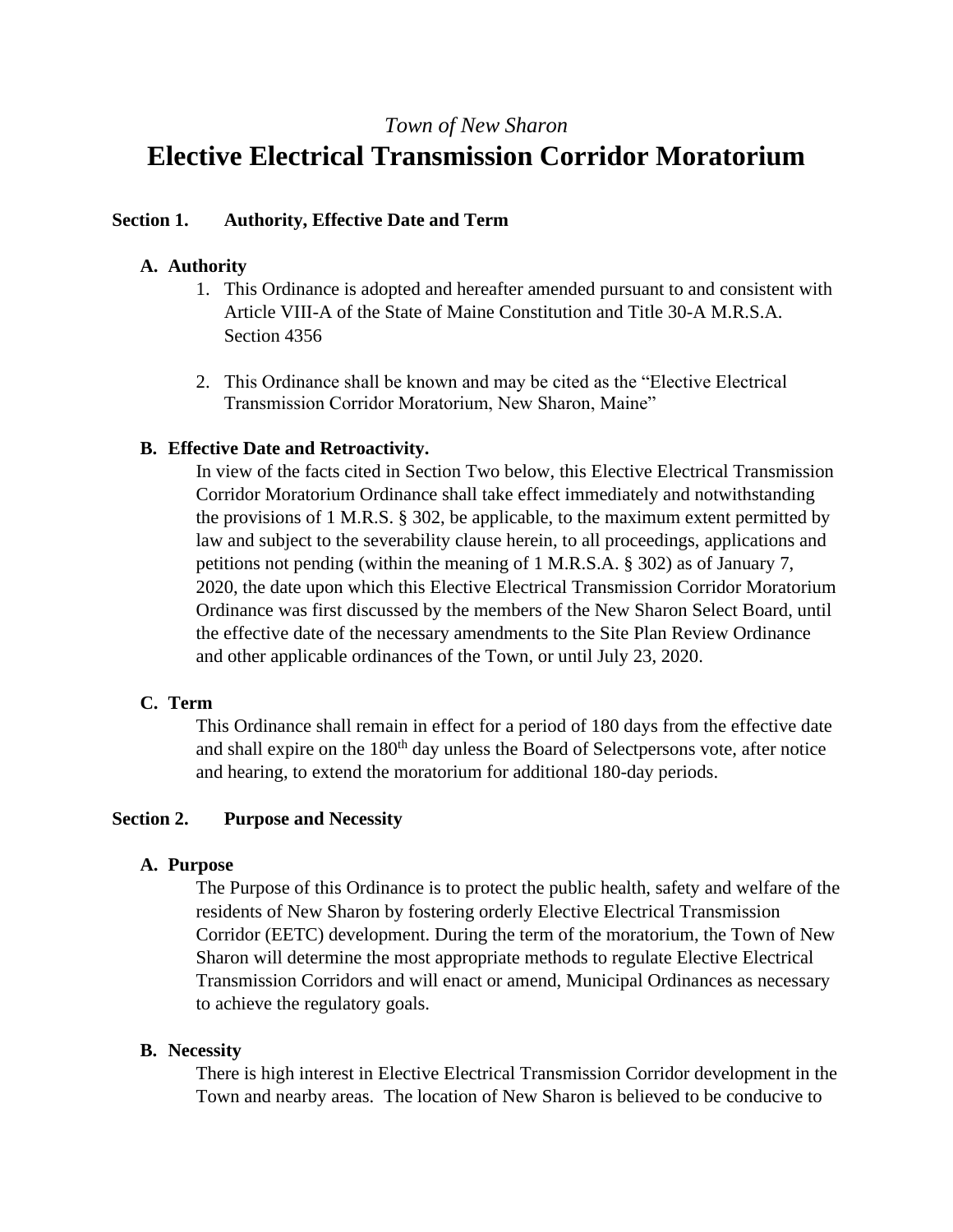*Town of New Sharon*

# Elective Electrical Transmission Corridor Moratorium

## Section 1. Authority, Effective Date and Term

### A. Authority

1. This Ordinance is adopted and hereafter amended pursuant to and consistent with Article VIII-A of the State of Maine Constitution and Title 30-A M.R.S.A. Section 4356

2. This Ordinance shall be known and may be cited as the "Elective Electrical Transmission Corridor Moratorium, New Sharon, Maine"

### B. Effective Date and Retroactivity.

In view of the facts cited in Section Two below, this Elective Electrical Transmission Corridor Moratorium Ordinance shall take effect immediately and notwithstanding the provisions of 1 M.R.S. § 302, be applicable, to the maximum extent permitted by law and subject to the severability clause herein, to all proceedings, applications and petitions not pending (within the meaning of 1 M.R.S.A. § 302) as of January 7, 2020, the date upon which this Elective Electrical Transmission Corridor Moratorium Ordinance was first discussed by the members of the New Sharon Select Board, until the effective date of the necessary amendments to the Site Plan Review Ordinance and other applicable ordinances of the Town, or until July 23, 2020.

### C. Term

This Ordinance shall remain in effect for a period of 180 days from the effective date and shall expire on the 180th day unless the Board of Selectpersons vote, after notice and hearing, to extend the moratorium for additional 180-day periods.

## Section 2. Purpose and Necessity

### A. Purpose

The Purpose of this Ordinance is to protect the public health, safety and welfare of the residents of New Sharon by fostering orderly Elective Electrical Transmission Corridor (EETC) development. During the term of the moratorium, the Town of New Sharon will determine the most appropriate methods to regulate Elective Electrical Transmission Corridors and will enact or amend, Municipal Ordinances as necessary to achieve the regulatory goals.

### B. Necessity

There is high interest in Elective Electrical Transmission Corridor development in the Town and nearby areas. The location of New Sharon is believed to be conducive to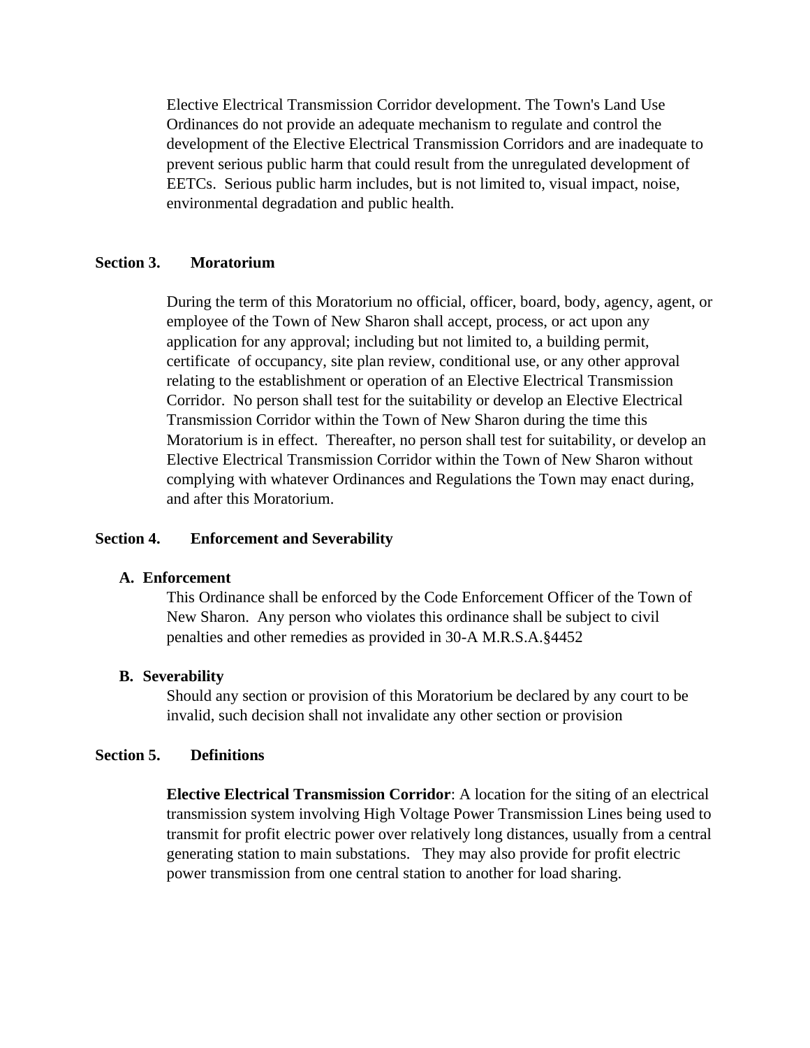Elective Electrical Transmission Corridor development. The Town's Land Use Ordinances do not provide an adequate mechanism to regulate and control the development of the Elective Electrical Transmission Corridors and are inadequate to prevent serious public harm that could result from the unregulated development of EETCs. Serious public harm includes, but is not limited to, visual impact, noise, environmental degradation and public health.

## Section 3. Moratorium

During the term of this Moratorium no official, officer, board, body, agency, agent, or employee of the Town of New Sharon shall accept, process, or act upon any application for any approval; including but not limited to, a building permit, certificate of occupancy, site plan review, conditional use, or any other approval relating to the establishment or operation of an Elective Electrical Transmission Corridor. No person shall test for the suitability or develop an Elective Electrical Transmission Corridor within the Town of New Sharon during the time this Moratorium is in effect. Thereafter, no person shall test for suitability, or develop an Elective Electrical Transmission Corridor within the Town of New Sharon without complying with whatever Ordinances and Regulations the Town may enact during, and after this Moratorium.

## Section 4. Enforcement and Severability

**A. Enforcement**

This Ordinance shall be enforced by the Code Enforcement Officer of the Town of New Sharon. Any person who violates this ordinance shall be subject to civil penalties and other remedies as provided in 30-A M.R.S.A.§4452

**B. Severability**

Should any section or provision of this Moratorium be declared by any court to be invalid, such decision shall not invalidate any other section or provision

## Section 5. Definitions

**Elective Electrical Transmission Corridor**: A location for the siting of an electrical transmission system involving High Voltage Power Transmission Lines being used to transmit for profit electric power over relatively long distances, usually from a central generating station to main substations. They may also provide for profit electric power transmission from one central station to another for load sharing.